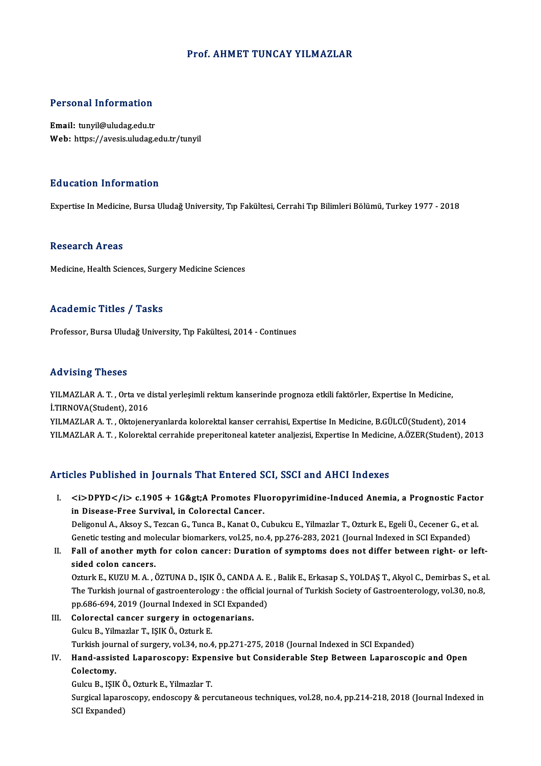# Prof. AHMET TUNCAY YILMAZLAR

## Personal Information

**Email:** tunyil@uludag.edu.tr
**Web:** https://avesis.uludag.edu.tr/tunyil

## Education Information

Expertise In Medicine, Bursa Uludağ University, Tıp Fakültesi, Cerrahi Tıp Bilimleri Bölümü, Turkey 1977 - 2018

## Research Areas

Medicine, Health Sciences, Surgery Medicine Sciences

## Academic Titles / Tasks

Professor, Bursa Uludağ University, Tıp Fakültesi, 2014 - Continues

## Advising Theses

YILMAZLAR A. T. , Orta ve distal yerleşimli rektum kanserinde prognoza etkili faktörler, Expertise In Medicine, İ.TIRNOVA(Student), 2016
YILMAZLAR A. T. , Oktojeneryanlarda kolorektal kanser cerrahisi, Expertise In Medicine, B.GÜLCÜ(Student), 2014
YILMAZLAR A. T. , Kolorektal cerrahide preperitoneal kateter analjezisi, Expertise In Medicine, A.ÖZER(Student), 2013

## Articles Published in Journals That Entered SCI, SSCI and AHCI Indexes

I. **<i>DPYD</i> c.1905 + 1G&gt;A Promotes Fluoropyrimidine-Induced Anemia, a Prognostic Factor in Disease-Free Survival, in Colorectal Cancer.**
Deligonul A., Aksoy S., Tezcan G., Tunca B., Kanat O., Cubukcu E., Yilmazlar T., Ozturk E., Egeli Ü., Cecener G., et al.
Genetic testing and molecular biomarkers, vol.25, no.4, pp.276-283, 2021 (Journal Indexed in SCI Expanded)

II. **Fall of another myth for colon cancer: Duration of symptoms does not differ between right- or left-sided colon cancers.**
Ozturk E., KUZU M. A. , ÖZTUNA D., IŞIK Ö., CANDA A. E. , Balik E., Erkasap S., YOLDAŞ T., Akyol C., Demirbas S., et al.
The Turkish journal of gastroenterology : the official journal of Turkish Society of Gastroenterology, vol.30, no.8, pp.686-694, 2019 (Journal Indexed in SCI Expanded)

III. **Colorectal cancer surgery in octogenarians.**
Gulcu B., Yilmazlar T., IŞIK Ö., Ozturk E.
Turkish journal of surgery, vol.34, no.4, pp.271-275, 2018 (Journal Indexed in SCI Expanded)

IV. **Hand-assisted Laparoscopy: Expensive but Considerable Step Between Laparoscopic and Open Colectomy.**
Gulcu B., IŞIK Ö., Ozturk E., Yilmazlar T.
Surgical laparoscopy, endoscopy & percutaneous techniques, vol.28, no.4, pp.214-218, 2018 (Journal Indexed in SCI Expanded)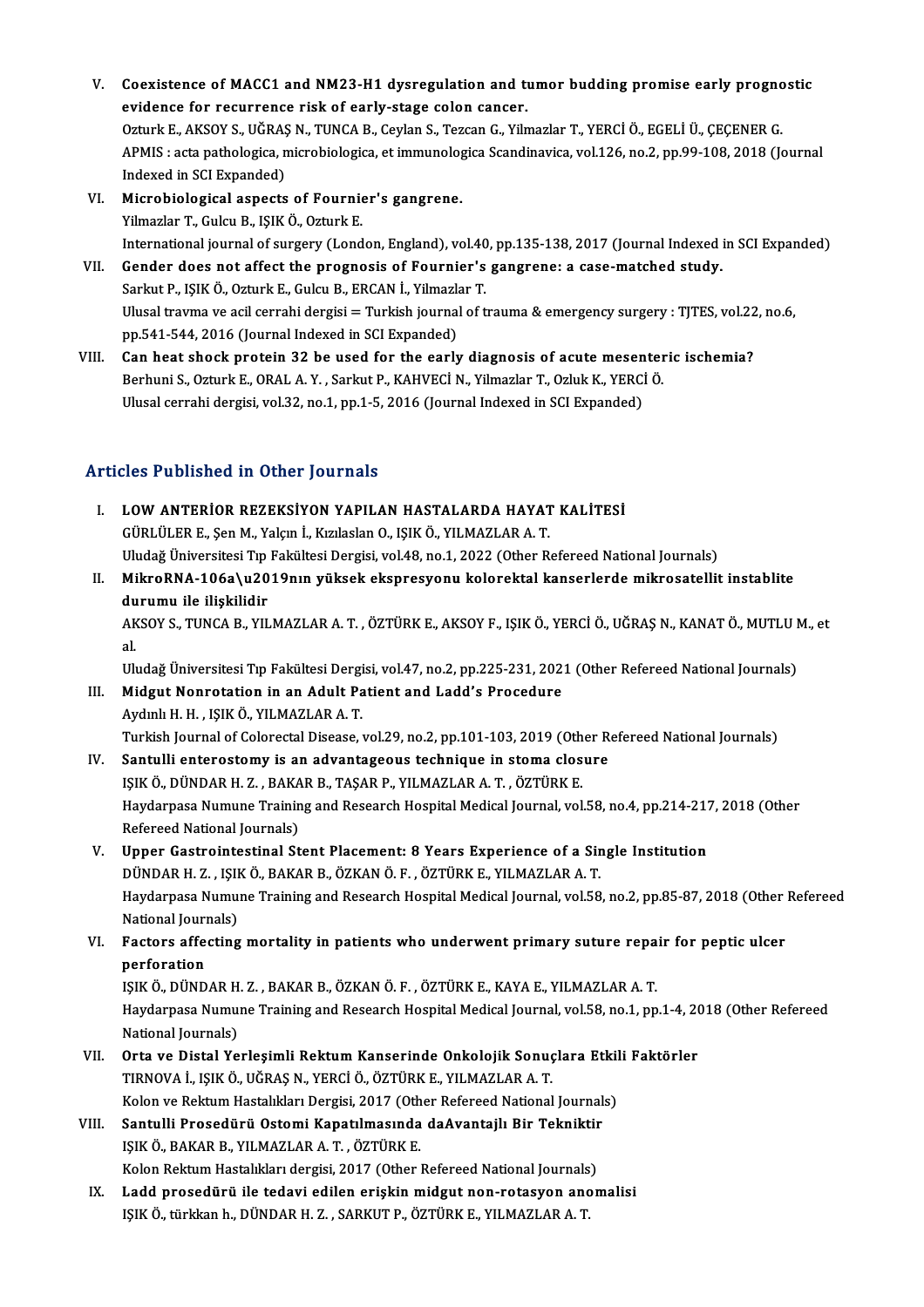V. **Coexistence of MACC1 and NM23-H1 dysregulation and tumor budding promise early prognostic evidence for recurrence risk of early-stage colon cancer.**
Ozturk E., AKSOY S., UĞRAŞ N., TUNCA B., Ceylan S., Tezcan G., Yilmazlar T., YERCİ Ö., EGELİ Ü., ÇEÇENER G.
APMIS : acta pathologica, microbiologica, et immunologica Scandinavica, vol.126, no.2, pp.99-108, 2018 (Journal Indexed in SCI Expanded)

VI. **Microbiological aspects of Fournier's gangrene.**
Yilmazlar T., Gulcu B., IŞIK Ö., Ozturk E.
International journal of surgery (London, England), vol.40, pp.135-138, 2017 (Journal Indexed in SCI Expanded)

VII. **Gender does not affect the prognosis of Fournier's gangrene: a case-matched study.**
Sarkut P., IŞIK Ö., Ozturk E., Gulcu B., ERCAN İ., Yilmazlar T.
Ulusal travma ve acil cerrahi dergisi = Turkish journal of trauma & emergency surgery : TJTES, vol.22, no.6, pp.541-544, 2016 (Journal Indexed in SCI Expanded)

VIII. **Can heat shock protein 32 be used for the early diagnosis of acute mesenteric ischemia?**
Berhuni S., Ozturk E., ORAL A. Y. , Sarkut P., KAHVECİ N., Yilmazlar T., Ozluk K., YERCİ Ö.
Ulusal cerrahi dergisi, vol.32, no.1, pp.1-5, 2016 (Journal Indexed in SCI Expanded)

## Articles Published in Other Journals

I. **LOW ANTERİOR REZEKSİYON YAPILAN HASTALARDA HAYAT KALİTESİ**
GÜRLÜLER E., Şen M., Yalçın İ., Kızılaslan O., IŞIK Ö., YILMAZLAR A. T.
Uludağ Üniversitesi Tıp Fakültesi Dergisi, vol.48, no.1, 2022 (Other Refereed National Journals)

II. **MikroRNA-106a\u2019nın yüksek ekspresyonu kolorektal kanserlerde mikrosatellit instablite durumu ile ilişkilidir**
AKSOY S., TUNCA B., YILMAZLAR A. T. , ÖZTÜRK E., AKSOY F., IŞIK Ö., YERCİ Ö., UĞRAŞ N., KANAT Ö., MUTLU M., et al.
Uludağ Üniversitesi Tıp Fakültesi Dergisi, vol.47, no.2, pp.225-231, 2021 (Other Refereed National Journals)

III. **Midgut Nonrotation in an Adult Patient and Ladd's Procedure**
Aydınlı H. H. , IŞIK Ö., YILMAZLAR A. T.
Turkish Journal of Colorectal Disease, vol.29, no.2, pp.101-103, 2019 (Other Refereed National Journals)

IV. **Santulli enterostomy is an advantageous technique in stoma closure**
IŞIK Ö., DÜNDAR H. Z. , BAKAR B., TAŞAR P., YILMAZLAR A. T. , ÖZTÜRK E.
Haydarpasa Numune Training and Research Hospital Medical Journal, vol.58, no.4, pp.214-217, 2018 (Other Refereed National Journals)

V. **Upper Gastrointestinal Stent Placement: 8 Years Experience of a Single Institution**
DÜNDAR H. Z. , IŞIK Ö., BAKAR B., ÖZKAN Ö. F. , ÖZTÜRK E., YILMAZLAR A. T.
Haydarpasa Numune Training and Research Hospital Medical Journal, vol.58, no.2, pp.85-87, 2018 (Other Refereed National Journals)

VI. **Factors affecting mortality in patients who underwent primary suture repair for peptic ulcer perforation**
IŞIK Ö., DÜNDAR H. Z. , BAKAR B., ÖZKAN Ö. F. , ÖZTÜRK E., KAYA E., YILMAZLAR A. T.
Haydarpasa Numune Training and Research Hospital Medical Journal, vol.58, no.1, pp.1-4, 2018 (Other Refereed National Journals)

VII. **Orta ve Distal Yerleşimli Rektum Kanserinde Onkolojik Sonuçlara Etkili Faktörler**
TIRNOVA İ., IŞIK Ö., UĞRAŞ N., YERCİ Ö., ÖZTÜRK E., YILMAZLAR A. T.
Kolon ve Rektum Hastalıkları Dergisi, 2017 (Other Refereed National Journals)

VIII. **Santulli Prosedürü Ostomi Kapatılmasında daAvantajlı Bir Tekniktir**
IŞIK Ö., BAKAR B., YILMAZLAR A. T. , ÖZTÜRK E.
Kolon Rektum Hastalıkları dergisi, 2017 (Other Refereed National Journals)

IX. **Ladd prosedürü ile tedavi edilen erişkin midgut non-rotasyon anomalisi**
IŞIK Ö., türkkan h., DÜNDAR H. Z. , SARKUT P., ÖZTÜRK E., YILMAZLAR A. T.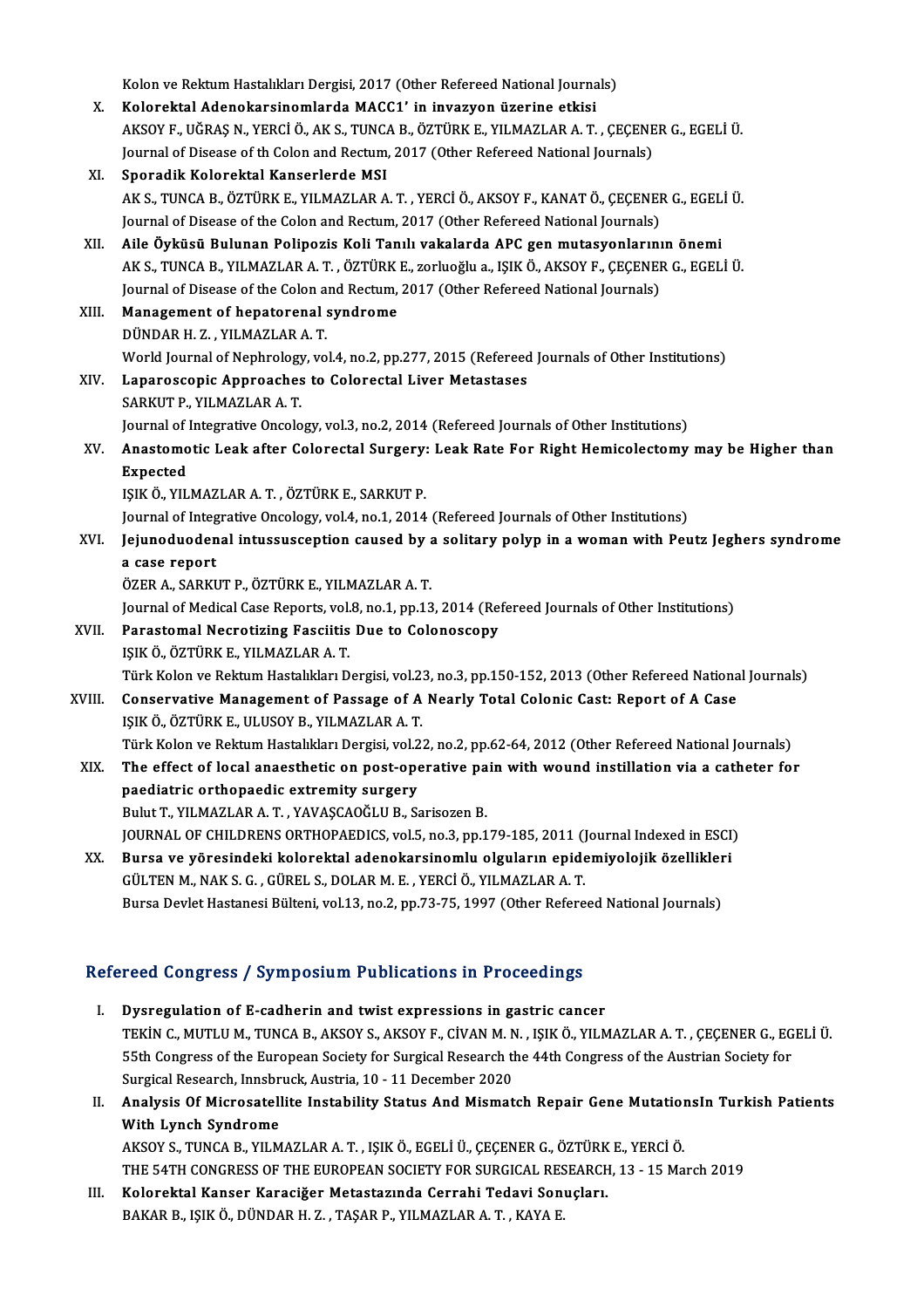Kolon ve Rektum Hastalıkları Dergisi, 2017 (Other Refereed National Journals)

X. **Kolorektal Adenokarsinomlarda MACC1' in invazyon üzerine etkisi**
AKSOY F., UĞRAŞ N., YERCİ Ö., AK S., TUNCA B., ÖZTÜRK E., YILMAZLAR A. T. , ÇEÇENER G., EGELİ Ü.
Journal of Disease of th Colon and Rectum, 2017 (Other Refereed National Journals)

XI. **Sporadik Kolorektal Kanserlerde MSI**
AK S., TUNCA B., ÖZTÜRK E., YILMAZLAR A. T. , YERCİ Ö., AKSOY F., KANAT Ö., ÇEÇENER G., EGELİ Ü.
Journal of Disease of the Colon and Rectum, 2017 (Other Refereed National Journals)

XII. **Aile Öyküsü Bulunan Polipozis Koli Tanılı vakalarda APC gen mutasyonlarının önemi**
AK S., TUNCA B., YILMAZLAR A. T. , ÖZTÜRK E., zorluoğlu a., IŞIK Ö., AKSOY F., ÇEÇENER G., EGELİ Ü.
Journal of Disease of the Colon and Rectum, 2017 (Other Refereed National Journals)

XIII. **Management of hepatorenal syndrome**
DÜNDAR H. Z. , YILMAZLAR A. T.
World Journal of Nephrology, vol.4, no.2, pp.277, 2015 (Refereed Journals of Other Institutions)

XIV. **Laparoscopic Approaches to Colorectal Liver Metastases**
SARKUT P., YILMAZLAR A. T.
Journal of Integrative Oncology, vol.3, no.2, 2014 (Refereed Journals of Other Institutions)

XV. **Anastomotic Leak after Colorectal Surgery: Leak Rate For Right Hemicolectomy may be Higher than Expected**
IŞIK Ö., YILMAZLAR A. T. , ÖZTÜRK E., SARKUT P.
Journal of Integrative Oncology, vol.4, no.1, 2014 (Refereed Journals of Other Institutions)

XVI. **Jejunoduodenal intussusception caused by a solitary polyp in a woman with Peutz Jeghers syndrome a case report**
ÖZER A., SARKUT P., ÖZTÜRK E., YILMAZLAR A. T.
Journal of Medical Case Reports, vol.8, no.1, pp.13, 2014 (Refereed Journals of Other Institutions)

XVII. **Parastomal Necrotizing Fasciitis Due to Colonoscopy**
IŞIK Ö., ÖZTÜRK E., YILMAZLAR A. T.
Türk Kolon ve Rektum Hastalıkları Dergisi, vol.23, no.3, pp.150-152, 2013 (Other Refereed National Journals)

XVIII. **Conservative Management of Passage of A Nearly Total Colonic Cast: Report of A Case**
IŞIK Ö., ÖZTÜRK E., ULUSOY B., YILMAZLAR A. T.
Türk Kolon ve Rektum Hastalıkları Dergisi, vol.22, no.2, pp.62-64, 2012 (Other Refereed National Journals)

XIX. **The effect of local anaesthetic on post-operative pain with wound instillation via a catheter for paediatric orthopaedic extremity surgery**
Bulut T., YILMAZLAR A. T. , YAVAŞCAOĞLU B., Sarisozen B.
JOURNAL OF CHILDRENS ORTHOPAEDICS, vol.5, no.3, pp.179-185, 2011 (Journal Indexed in ESCI)

XX. **Bursa ve yöresindeki kolorektal adenokarsinomlu olguların epidemiyolojik özellikleri**
GÜLTEN M., NAK S. G. , GÜREL S., DOLAR M. E. , YERCİ Ö., YILMAZLAR A. T.
Bursa Devlet Hastanesi Bülteni, vol.13, no.2, pp.73-75, 1997 (Other Refereed National Journals)

## Refereed Congress / Symposium Publications in Proceedings

I. **Dysregulation of E-cadherin and twist expressions in gastric cancer**
TEKİN C., MUTLU M., TUNCA B., AKSOY S., AKSOY F., CİVAN M. N. , IŞIK Ö., YILMAZLAR A. T. , ÇEÇENER G., EGELİ Ü.
55th Congress of the European Society for Surgical Research the 44th Congress of the Austrian Society for Surgical Research, Innsbruck, Austria, 10 - 11 December 2020

II. **Analysis Of Microsatellite Instability Status And Mismatch Repair Gene MutationsIn Turkish Patients With Lynch Syndrome**
AKSOY S., TUNCA B., YILMAZLAR A. T. , IŞIK Ö., EGELİ Ü., ÇEÇENER G., ÖZTÜRK E., YERCİ Ö.
THE 54TH CONGRESS OF THE EUROPEAN SOCIETY FOR SURGICAL RESEARCH, 13 - 15 March 2019

III. **Kolorektal Kanser Karaciğer Metastazında Cerrahi Tedavi Sonuçları.**
BAKAR B., IŞIK Ö., DÜNDAR H. Z. , TAŞAR P., YILMAZLAR A. T. , KAYA E.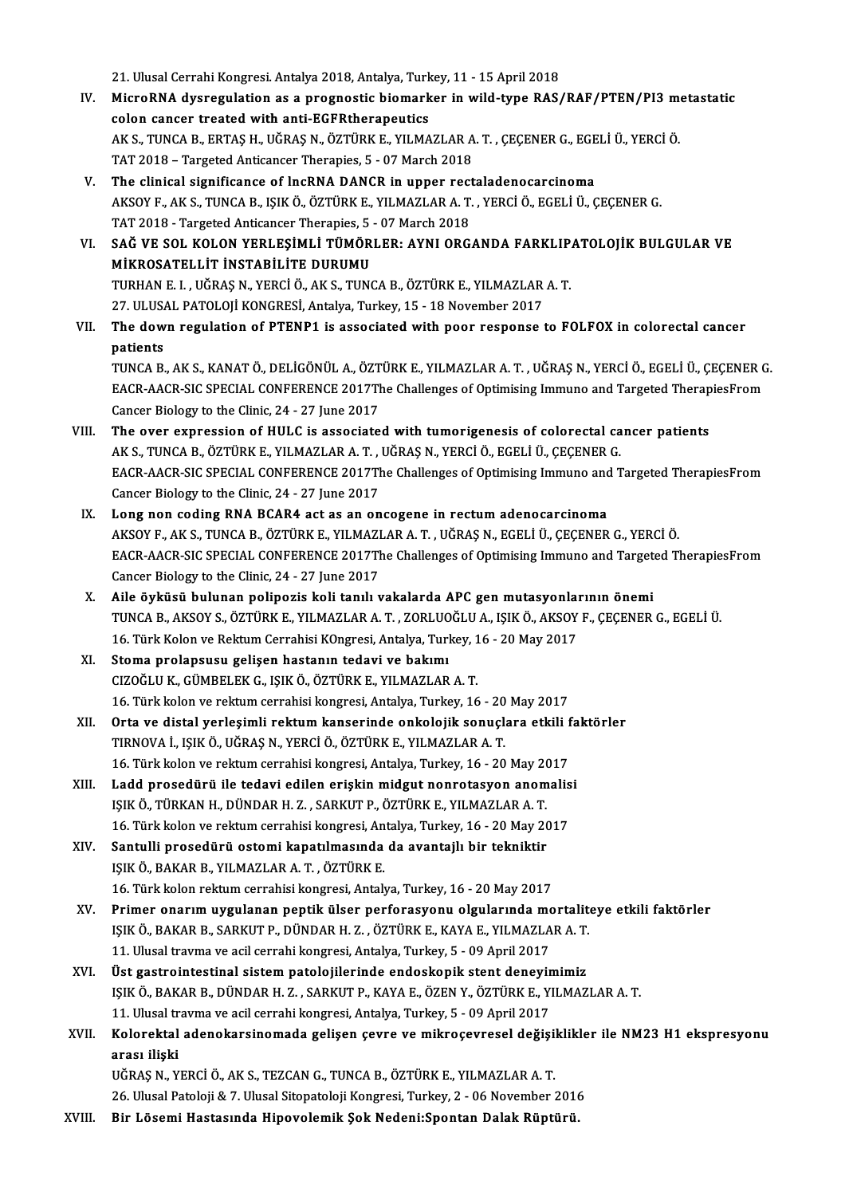21. Ulusal Cerrahi Kongresi. Antalya 2018, Antalya, Turkey, 11 - 15 April 2018

IV. **MicroRNA dysregulation as a prognostic biomarker in wild-type RAS/RAF/PTEN/PI3 metastatic colon cancer treated with anti-EGFRtherapeutics**
AK S., TUNCA B., ERTAŞ H., UĞRAŞ N., ÖZTÜRK E., YILMAZLAR A. T. , ÇEÇENER G., EGELİ Ü., YERCİ Ö.
TAT 2018 – Targeted Anticancer Therapies, 5 - 07 March 2018

V. **The clinical significance of lncRNA DANCR in upper rectaladenocarcinoma**
AKSOY F., AK S., TUNCA B., IŞIK Ö., ÖZTÜRK E., YILMAZLAR A. T. , YERCİ Ö., EGELİ Ü., ÇEÇENER G.
TAT 2018 - Targeted Anticancer Therapies, 5 - 07 March 2018

VI. **SAĞ VE SOL KOLON YERLEŞİMLİ TÜMÖRLER: AYNI ORGANDA FARKLIPATOLOJİK BULGULAR VE MİKROSATELLİT İNSTABİLİTE DURUMU**
TURHAN E. I. , UĞRAŞ N., YERCİ Ö., AK S., TUNCA B., ÖZTÜRK E., YILMAZLAR A. T.
27. ULUSAL PATOLOJİ KONGRESİ, Antalya, Turkey, 15 - 18 November 2017

VII. **The down regulation of PTENP1 is associated with poor response to FOLFOX in colorectal cancer patients**
TUNCA B., AK S., KANAT Ö., DELİGÖNÜL A., ÖZTÜRK E., YILMAZLAR A. T. , UĞRAŞ N., YERCİ Ö., EGELİ Ü., ÇEÇENER G.
EACR-AACR-SIC SPECIAL CONFERENCE 2017The Challenges of Optimising Immuno and Targeted TherapiesFrom Cancer Biology to the Clinic, 24 - 27 June 2017

VIII. **The over expression of HULC is associated with tumorigenesis of colorectal cancer patients**
AK S., TUNCA B., ÖZTÜRK E., YILMAZLAR A. T. , UĞRAŞ N., YERCİ Ö., EGELİ Ü., ÇEÇENER G.
EACR-AACR-SIC SPECIAL CONFERENCE 2017The Challenges of Optimising Immuno and Targeted TherapiesFrom Cancer Biology to the Clinic, 24 - 27 June 2017

IX. **Long non coding RNA BCAR4 act as an oncogene in rectum adenocarcinoma**
AKSOY F., AK S., TUNCA B., ÖZTÜRK E., YILMAZLAR A. T. , UĞRAŞ N., EGELİ Ü., ÇEÇENER G., YERCİ Ö.
EACR-AACR-SIC SPECIAL CONFERENCE 2017The Challenges of Optimising Immuno and Targeted TherapiesFrom Cancer Biology to the Clinic, 24 - 27 June 2017

X. **Aile öyküsü bulunan polipozis koli tanılı vakalarda APC gen mutasyonlarının önemi**
TUNCA B., AKSOY S., ÖZTÜRK E., YILMAZLAR A. T. , ZORLUOĞLU A., IŞIK Ö., AKSOY F., ÇEÇENER G., EGELİ Ü.
16. Türk Kolon ve Rektum Cerrahisi KOngresi, Antalya, Turkey, 16 - 20 May 2017

XI. **Stoma prolapsusu gelişen hastanın tedavi ve bakımı**
CIZOĞLU K., GÜMBELEK G., IŞIK Ö., ÖZTÜRK E., YILMAZLAR A. T.
16. Türk kolon ve rektum cerrahisi kongresi, Antalya, Turkey, 16 - 20 May 2017

XII. **Orta ve distal yerleşimli rektum kanserinde onkolojik sonuçlara etkili faktörler**
TIRNOVA İ., IŞIK Ö., UĞRAŞ N., YERCİ Ö., ÖZTÜRK E., YILMAZLAR A. T.
16. Türk kolon ve rektum cerrahisi kongresi, Antalya, Turkey, 16 - 20 May 2017

XIII. **Ladd prosedürü ile tedavi edilen erişkin midgut nonrotasyon anomalisi**
IŞIK Ö., TÜRKAN H., DÜNDAR H. Z. , SARKUT P., ÖZTÜRK E., YILMAZLAR A. T.
16. Türk kolon ve rektum cerrahisi kongresi, Antalya, Turkey, 16 - 20 May 2017

XIV. **Santulli prosedürü ostomi kapatılmasında da avantajlı bir tekniktir**
IŞIK Ö., BAKAR B., YILMAZLAR A. T. , ÖZTÜRK E.
16. Türk kolon rektum cerrahisi kongresi, Antalya, Turkey, 16 - 20 May 2017

XV. **Primer onarım uygulanan peptik ülser perforasyonu olgularında mortaliteye etkili faktörler**
IŞIK Ö., BAKAR B., SARKUT P., DÜNDAR H. Z. , ÖZTÜRK E., KAYA E., YILMAZLAR A. T.
11. Ulusal travma ve acil cerrahi kongresi, Antalya, Turkey, 5 - 09 April 2017

XVI. **Üst gastrointestinal sistem patolojilerinde endoskopik stent deneyimimiz**
IŞIK Ö., BAKAR B., DÜNDAR H. Z. , SARKUT P., KAYA E., ÖZEN Y., ÖZTÜRK E., YILMAZLAR A. T.
11. Ulusal travma ve acil cerrahi kongresi, Antalya, Turkey, 5 - 09 April 2017

XVII. **Kolorektal adenokarsinomada gelişen çevre ve mikroçevresel değişiklikler ile NM23 H1 ekspresyonu arası ilişki**
UĞRAŞ N., YERCİ Ö., AK S., TEZCAN G., TUNCA B., ÖZTÜRK E., YILMAZLAR A. T.
26. Ulusal Patoloji & 7. Ulusal Sitopatoloji Kongresi, Turkey, 2 - 06 November 2016

XVIII. **Bir Lösemi Hastasında Hipovolemik Şok Nedeni:Spontan Dalak Rüptürü.**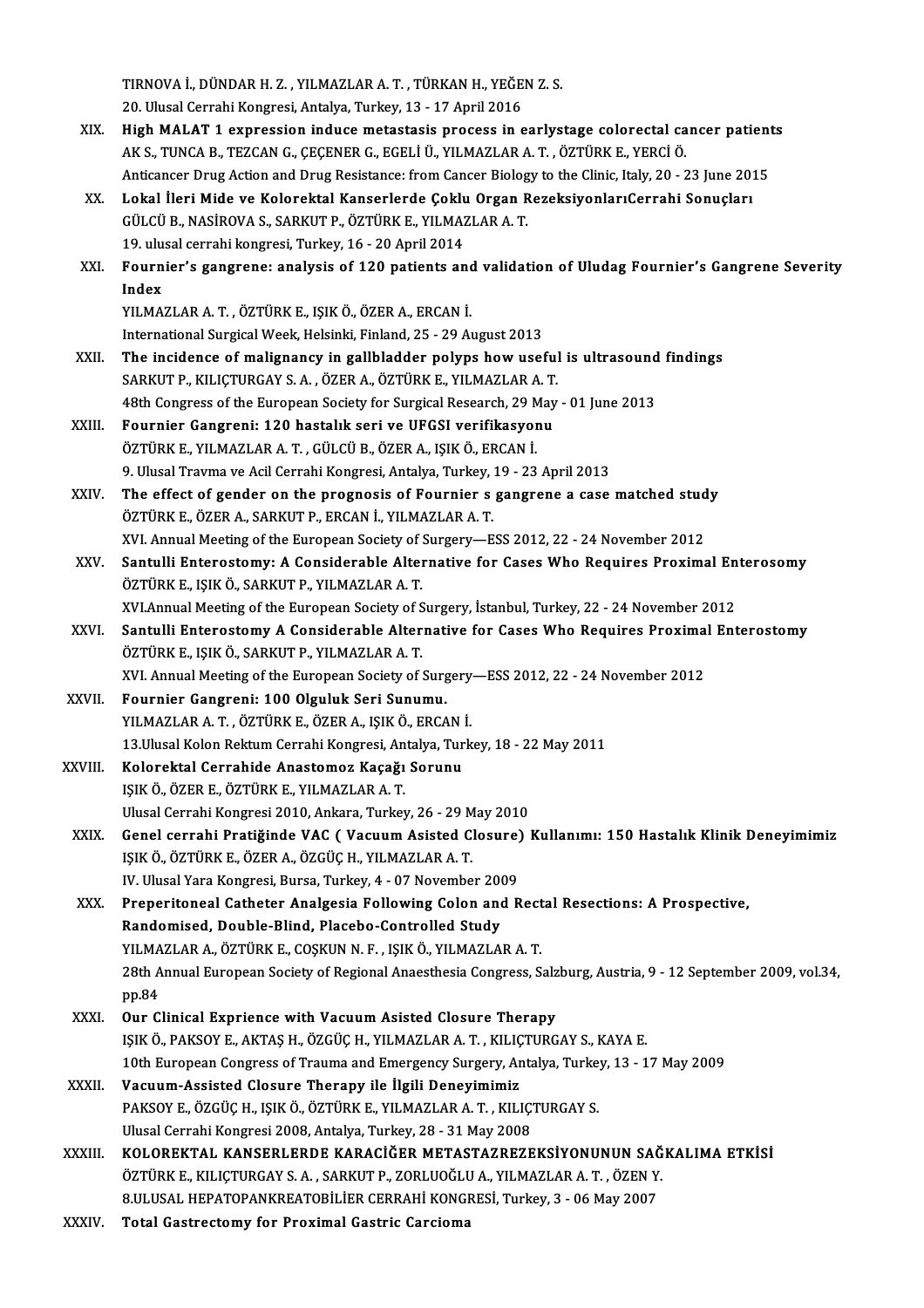TIRNOVA İ., DÜNDAR H. Z. , YILMAZLAR A. T. , TÜRKAN H., YEĞEN Z. S.
20. Ulusal Cerrahi Kongresi, Antalya, Turkey, 13 - 17 April 2016

XIX. **High MALAT 1 expression induce metastasis process in earlystage colorectal cancer patients**
AK S., TUNCA B., TEZCAN G., ÇEÇENER G., EGELİ Ü., YILMAZLAR A. T. , ÖZTÜRK E., YERCİ Ö.
Anticancer Drug Action and Drug Resistance: from Cancer Biology to the Clinic, Italy, 20 - 23 June 2015

XX. **Lokal İleri Mide ve Kolorektal Kanserlerde Çoklu Organ RezeksiyonlarıCerrahi Sonuçları**
GÜLCÜ B., NASİROVA S., SARKUT P., ÖZTÜRK E., YILMAZLAR A. T.
19. ulusal cerrahi kongresi, Turkey, 16 - 20 April 2014

XXI. **Fournier's gangrene: analysis of 120 patients and validation of Uludag Fournier's Gangrene Severity Index**
YILMAZLAR A. T. , ÖZTÜRK E., IŞIK Ö., ÖZER A., ERCAN İ.
International Surgical Week, Helsinki, Finland, 25 - 29 August 2013

XXII. **The incidence of malignancy in gallbladder polyps how useful is ultrasound findings**
SARKUT P., KILIÇTURGAY S. A. , ÖZER A., ÖZTÜRK E., YILMAZLAR A. T.
48th Congress of the European Society for Surgical Research, 29 May - 01 June 2013

XXIII. **Fournier Gangreni: 120 hastalık seri ve UFGSI verifikasyonu**
ÖZTÜRK E., YILMAZLAR A. T. , GÜLCÜ B., ÖZER A., IŞIK Ö., ERCAN İ.
9. Ulusal Travma ve Acil Cerrahi Kongresi, Antalya, Turkey, 19 - 23 April 2013

XXIV. **The effect of gender on the prognosis of Fournier s gangrene a case matched study**
ÖZTÜRK E., ÖZER A., SARKUT P., ERCAN İ., YILMAZLAR A. T.
XVI. Annual Meeting of the European Society of Surgery—ESS 2012, 22 - 24 November 2012

XXV. **Santulli Enterostomy: A Considerable Alternative for Cases Who Requires Proximal Enterosomy**
ÖZTÜRK E., IŞIK Ö., SARKUT P., YILMAZLAR A. T.
XVI.Annual Meeting of the European Society of Surgery, İstanbul, Turkey, 22 - 24 November 2012

XXVI. **Santulli Enterostomy A Considerable Alternative for Cases Who Requires Proximal Enterostomy**
ÖZTÜRK E., IŞIK Ö., SARKUT P., YILMAZLAR A. T.
XVI. Annual Meeting of the European Society of Surgery—ESS 2012, 22 - 24 November 2012

XXVII. **Fournier Gangreni: 100 Olguluk Seri Sunumu.**
YILMAZLAR A. T. , ÖZTÜRK E., ÖZER A., IŞIK Ö., ERCAN İ.
13.Ulusal Kolon Rektum Cerrahi Kongresi, Antalya, Turkey, 18 - 22 May 2011

XXVIII. **Kolorektal Cerrahide Anastomoz Kaçağı Sorunu**
IŞIK Ö., ÖZER E., ÖZTÜRK E., YILMAZLAR A. T.
Ulusal Cerrahi Kongresi 2010, Ankara, Turkey, 26 - 29 May 2010

XXIX. **Genel cerrahi Pratiğinde VAC ( Vacuum Asisted Closure) Kullanımı: 150 Hastalık Klinik Deneyimimiz**
IŞIK Ö., ÖZTÜRK E., ÖZER A., ÖZGÜÇ H., YILMAZLAR A. T.
IV. Ulusal Yara Kongresi, Bursa, Turkey, 4 - 07 November 2009

XXX. **Preperitoneal Catheter Analgesia Following Colon and Rectal Resections: A Prospective, Randomised, Double-Blind, Placebo-Controlled Study**
YILMAZLAR A., ÖZTÜRK E., COŞKUN N. F. , IŞIK Ö., YILMAZLAR A. T.
28th Annual European Society of Regional Anaesthesia Congress, Salzburg, Austria, 9 - 12 September 2009, vol.34, pp.84

XXXI. **Our Clinical Exprience with Vacuum Asisted Closure Therapy**
IŞIK Ö., PAKSOY E., AKTAŞ H., ÖZGÜÇ H., YILMAZLAR A. T. , KILIÇTURGAY S., KAYA E.
10th European Congress of Trauma and Emergency Surgery, Antalya, Turkey, 13 - 17 May 2009

XXXII. **Vacuum-Assisted Closure Therapy ile İlgili Deneyimimiz**
PAKSOY E., ÖZGÜÇ H., IŞIK Ö., ÖZTÜRK E., YILMAZLAR A. T. , KILIÇTURGAY S.
Ulusal Cerrahi Kongresi 2008, Antalya, Turkey, 28 - 31 May 2008

XXXIII. **KOLOREKTAL KANSERLERDE KARACİĞER METASTAZREZEKSİYONUNUN SAĞKALIMA ETKİSİ**
ÖZTÜRK E., KILIÇTURGAY S. A. , SARKUT P., ZORLUOĞLU A., YILMAZLAR A. T. , ÖZEN Y.
8.ULUSAL HEPATOPANKREATOBİLİER CERRAHİ KONGRESİ, Turkey, 3 - 06 May 2007

XXXIV. **Total Gastrectomy for Proximal Gastric Carcioma**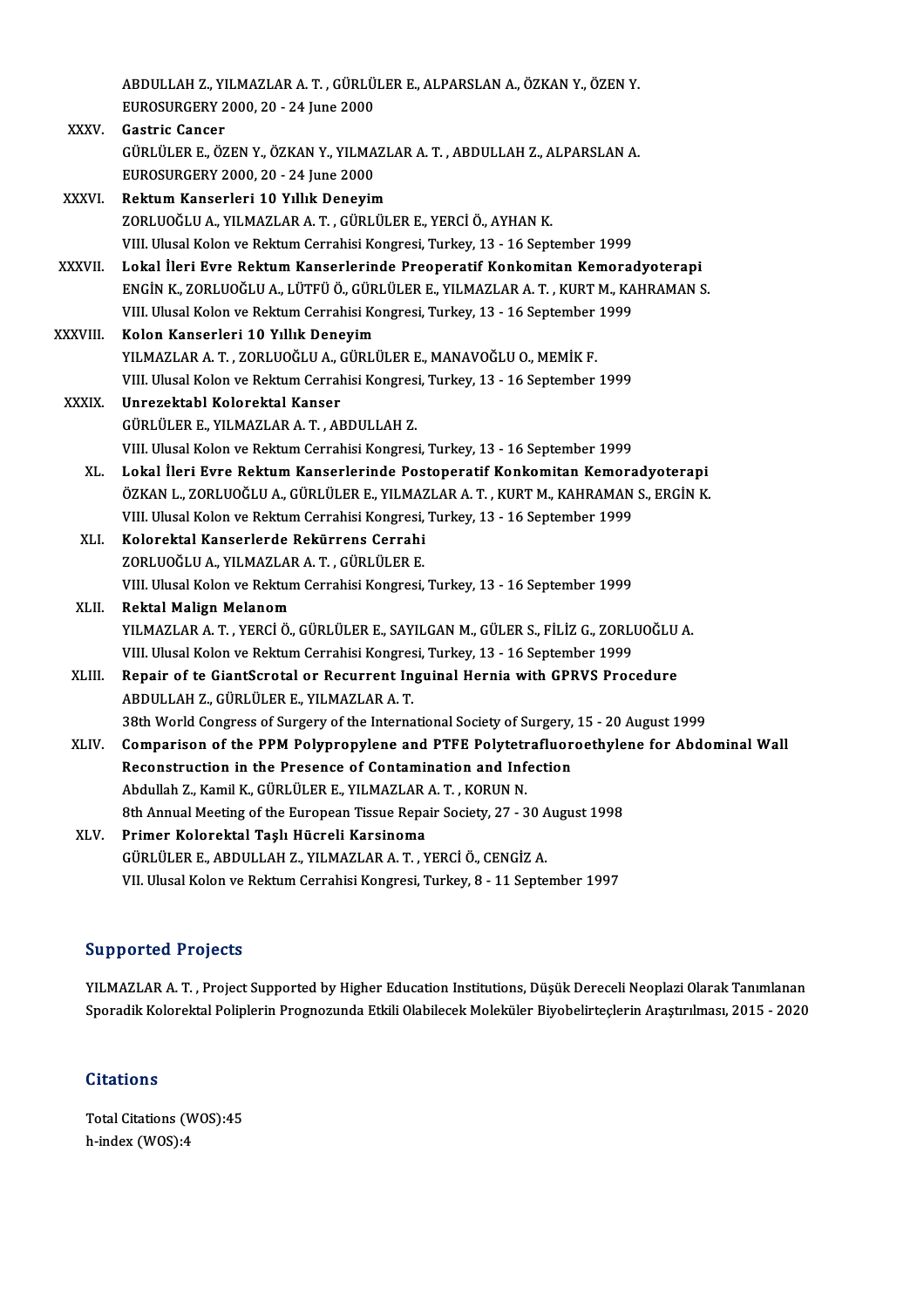ABDULLAH Z., YILMAZLAR A. T. , GÜRLÜLER E., ALPARSLAN A., ÖZKAN Y., ÖZEN Y.
EUROSURGERY 2000, 20 - 24 June 2000

XXXV. **Gastric Cancer**
GÜRLÜLER E., ÖZEN Y., ÖZKAN Y., YILMAZLAR A. T. , ABDULLAH Z., ALPARSLAN A.
EUROSURGERY 2000, 20 - 24 June 2000

XXXVI. **Rektum Kanserleri 10 Yıllık Deneyim**
ZORLUOĞLU A., YILMAZLAR A. T. , GÜRLÜLER E., YERCİ Ö., AYHAN K.
VIII. Ulusal Kolon ve Rektum Cerrahisi Kongresi, Turkey, 13 - 16 September 1999

XXXVII. **Lokal İleri Evre Rektum Kanserlerinde Preoperatif Konkomitan Kemoradyoterapi**
ENGİN K., ZORLUOĞLU A., LÜTFÜ Ö., GÜRLÜLER E., YILMAZLAR A. T. , KURT M., KAHRAMAN S.
VIII. Ulusal Kolon ve Rektum Cerrahisi Kongresi, Turkey, 13 - 16 September 1999

XXXVIII. **Kolon Kanserleri 10 Yıllık Deneyim**
YILMAZLAR A. T. , ZORLUOĞLU A., GÜRLÜLER E., MANAVOĞLU O., MEMİK F.
VIII. Ulusal Kolon ve Rektum Cerrahisi Kongresi, Turkey, 13 - 16 September 1999

XXXIX. **Unrezektabl Kolorektal Kanser**
GÜRLÜLER E., YILMAZLAR A. T. , ABDULLAH Z.
VIII. Ulusal Kolon ve Rektum Cerrahisi Kongresi, Turkey, 13 - 16 September 1999

XL. **Lokal İleri Evre Rektum Kanserlerinde Postoperatif Konkomitan Kemoradyoterapi**
ÖZKAN L., ZORLUOĞLU A., GÜRLÜLER E., YILMAZLAR A. T. , KURT M., KAHRAMAN S., ERGİN K.
VIII. Ulusal Kolon ve Rektum Cerrahisi Kongresi, Turkey, 13 - 16 September 1999

XLI. **Kolorektal Kanserlerde Rekürrens Cerrahi**
ZORLUOĞLU A., YILMAZLAR A. T. , GÜRLÜLER E.
VIII. Ulusal Kolon ve Rektum Cerrahisi Kongresi, Turkey, 13 - 16 September 1999

XLII. **Rektal Malign Melanom**
YILMAZLAR A. T. , YERCİ Ö., GÜRLÜLER E., SAYILGAN M., GÜLER S., FİLİZ G., ZORLUOĞLU A.
VIII. Ulusal Kolon ve Rektum Cerrahisi Kongresi, Turkey, 13 - 16 September 1999

XLIII. **Repair of te GiantScrotal or Recurrent Inguinal Hernia with GPRVS Procedure**
ABDULLAH Z., GÜRLÜLER E., YILMAZLAR A. T.
38th World Congress of Surgery of the International Society of Surgery, 15 - 20 August 1999

XLIV. **Comparison of the PPM Polypropylene and PTFE Polytetrafluoroethylene for Abdominal Wall Reconstruction in the Presence of Contamination and Infection**
Abdullah Z., Kamil K., GÜRLÜLER E., YILMAZLAR A. T. , KORUN N.
8th Annual Meeting of the European Tissue Repair Society, 27 - 30 August 1998

XLV. **Primer Kolorektal Taşlı Hücreli Karsinoma**
GÜRLÜLER E., ABDULLAH Z., YILMAZLAR A. T. , YERCİ Ö., CENGİZ A.
VII. Ulusal Kolon ve Rektum Cerrahisi Kongresi, Turkey, 8 - 11 September 1997

## Supported Projects

YILMAZLAR A. T. , Project Supported by Higher Education Institutions, Düşük Dereceli Neoplazi Olarak Tanımlanan Sporadik Kolorektal Poliplerin Prognozunda Etkili Olabilecek Moleküler Biyobelirteçlerin Araştırılması, 2015 - 2020

## Citations

Total Citations (WOS):45
h-index (WOS):4